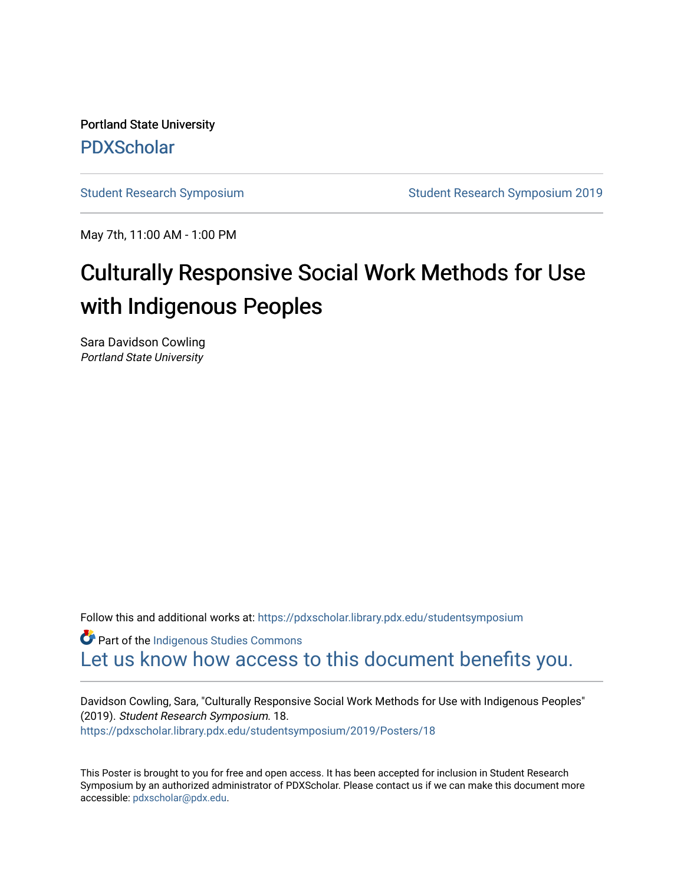Portland State University

PDXScholar

Student Research Symposium | Student Research Symposium 2019

May 7th, 11:00 AM - 1:00 PM

# Culturally Responsive Social Work Methods for Use with Indigenous Peoples

Sara Davidson Cowling
*Portland State University*

Follow this and additional works at: https://pdxscholar.library.pdx.edu/studentsymposium

Part of the Indigenous Studies Commons

Let us know how access to this document benefits you.

Davidson Cowling, Sara, "Culturally Responsive Social Work Methods for Use with Indigenous Peoples" (2019). *Student Research Symposium*. 18.
https://pdxscholar.library.pdx.edu/studentsymposium/2019/Posters/18

This Poster is brought to you for free and open access. It has been accepted for inclusion in Student Research Symposium by an authorized administrator of PDXScholar. Please contact us if we can make this document more accessible: pdxscholar@pdx.edu.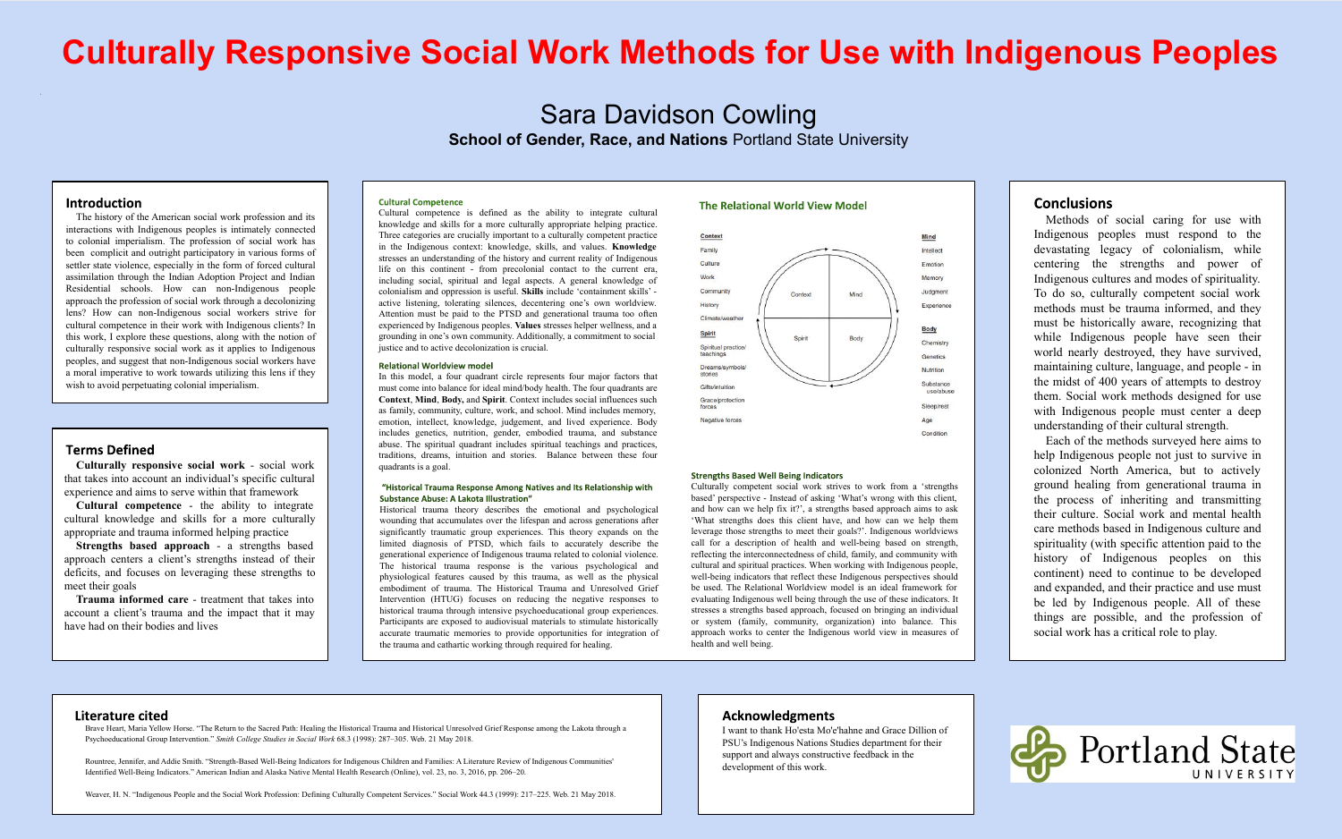# Culturally Responsive Social Work Methods for Use with Indigenous Peoples

Sara Davidson Cowling

**School of Gender, Race, and Nations** Portland State University

## Introduction

The history of the American social work profession and its interactions with Indigenous peoples is intimately connected to colonial imperialism. The profession of social work has been complicit and outright participatory in various forms of settler state violence, especially in the form of forced cultural assimilation through the Indian Adoption Project and Indian Residential schools. How can non-Indigenous people approach the profession of social work through a decolonizing lens? How can non-Indigenous social workers strive for cultural competence in their work with Indigenous clients? In this work, I explore these questions, along with the notion of culturally responsive social work as it applies to Indigenous peoples, and suggest that non-Indigenous social workers have a moral imperative to work towards utilizing this lens if they wish to avoid perpetuating colonial imperialism.

## Terms Defined

**Culturally responsive social work** - social work that takes into account an individual's specific cultural experience and aims to serve within that framework

**Cultural competence** - the ability to integrate cultural knowledge and skills for a more culturally appropriate and trauma informed helping practice

**Strengths based approach** - a strengths based approach a client's strengths instead of their deficits, and focuses on leveraging these strengths to meet their goals

**Trauma informed care** - treatment that takes into account a client's trauma and the impact that it may have had on their bodies and lives

### Cultural Competence

Cultural competence is defined as the ability to integrate cultural knowledge and skills for a more culturally appropriate helping practice. Three categories are crucially important to a culturally competent practice in the Indigenous context: knowledge, skills, and values. **Knowledge** stresses an understanding of the history and current reality of Indigenous life on this continent - from precolonial contact to the current era, including social, spiritual and legal aspects. A general knowledge of colonialism and oppression is useful. **Skills** include 'containment skills' - active listening, tolerating silences, decentering one's own worldview. Attention must be paid to the PTSD and generational trauma too often experienced by Indigenous peoples. **Values** stresses helper wellness, and a grounding in one's own community. Additionally, a commitment to social justice and to active decolonization is crucial.

### Relational Worldview model

In this model, a four quadrant circle represents four major factors that must come into balance for ideal mind/body health. The four quadrants are **Context**, **Mind**, **Body**, and **Spirit**. Context includes social influences such as family, community, culture, work, and school. Mind includes memory, emotion, intellect, knowledge, judgement, and lived experience. Body includes genetics, nutrition, gender, embodied trauma, and substance abuse. The spiritual quadrant includes spiritual teachings and practices, traditions, dreams, intuition and stories. Balance between these four quadrants is a goal.

### "Historical Trauma Response Among Natives and Its Relationship with Substance Abuse: A Lakota Illustration"

Historical trauma theory describes the emotional and psychological wounding that accumulates over the lifespan and across generations after significantly traumatic group experiences. This theory expands on the limited diagnosis of PTSD, which fails to accurately describe the generational experience of Indigenous trauma related to colonial violence. The historical trauma response is the various psychological and physiological features caused by this trauma, as well as the physical embodiment of trauma. The Historical Trauma and Unresolved Grief Intervention (HTUG) focuses on reducing the negative responses to historical trauma through intensive psychoeducational group experiences. Participants are exposed to audiovisual materials to stimulate historically accurate traumatic memories to provide opportunities for integration of the trauma and cathartic working through required for healing.

### The Relational World View Model

Context
Family
Culture
Work
Community
History
Climate/weather

Spirit
Spiritual practice/teachings
Dreams/symbols/stories
Gifts/intuition
Grace/protection forces
Negative forces

Context
Mind
Spirit
Body

Mind
Intellect
Emotion
Memory
Judgment
Experience

Body
Chemistry
Genetics
Nutrition
Substance use/abuse
Sleep/rest
Age
Condition

### Strengths Based Well Being Indicators

Culturally competent social work strives to work from a 'strengths based' perspective - Instead of asking 'What's wrong with this client, and how can we help fix it?', a strengths based approach aims to ask 'What strengths does this client have, and how can we help them leverage those strengths to meet their goals?'. Indigenous worldviews call for a description of health and well-being based on strength, reflecting the interconnectedness of child, family, and community with cultural and spiritual practices. When working with Indigenous people, well-being indicators that reflect these Indigenous perspectives should be used. The Relational Worldview model is an ideal framework for evaluating Indigenous well being through the use of these indicators. It stresses a strengths based approach, focused on bringing an individual or system (family, community, organization) into balance. This approach works to center the Indigenous world view in measures of health and well being.

## Conclusions

Methods of social caring for use with Indigenous peoples must respond to the devastating legacy of colonialism, while centering the strengths and power of Indigenous cultures and modes of spirituality. To do so, culturally competent social work methods must be trauma informed, and they must be historically aware, recognizing that while Indigenous people have seen their world nearly destroyed, they have survived, maintaining culture, language, and people - in the midst of 400 years of attempts to destroy them. Social work methods designed for use with Indigenous people must center a deep understanding of their cultural strength.

Each of the methods surveyed here aims to help Indigenous people not just to survive in colonized North America, but to actively ground healing from generational trauma in the process of inheriting and transmitting their culture. Social work and mental health care methods based in Indigenous culture and spirituality (with specific attention paid to the history of Indigenous peoples on this continent) need to continue to be developed and expanded, and their practice and use must be led by Indigenous people. All of these things are possible, and the profession of social work has a critical role to play.

## Literature cited

Brave Heart, Maria Yellow Horse. "The Return to the Sacred Path: Healing the Historical Trauma and Historical Unresolved Grief Response among the Lakota through a Psychoeducational Group Intervention." *Smith College Studies in Social Work* 68.3 (1998): 287–305. Web. 21 May 2018.

Rountree, Jennifer, and Addie Smith. "Strength-Based Well-Being Indicators for Indigenous Children and Families: A Literature Review of Indigenous Communities' Identified Well-Being Indicators." American Indian and Alaska Native Mental Health Research (Online), vol. 23, no. 3, 2016, pp. 206–20.

Weaver, H. N. "Indigenous People and the Social Work Profession: Defining Culturally Competent Services." Social Work 44.3 (1999): 217–225. Web. 21 May 2018.

## Acknowledgments

I want to thank Ho'esta Mo'e'hahne and Grace Dillion of PSU's Indigenous Nations Studies department for their support and always constructive feedback in the development of this work.

Portland State UNIVERSITY